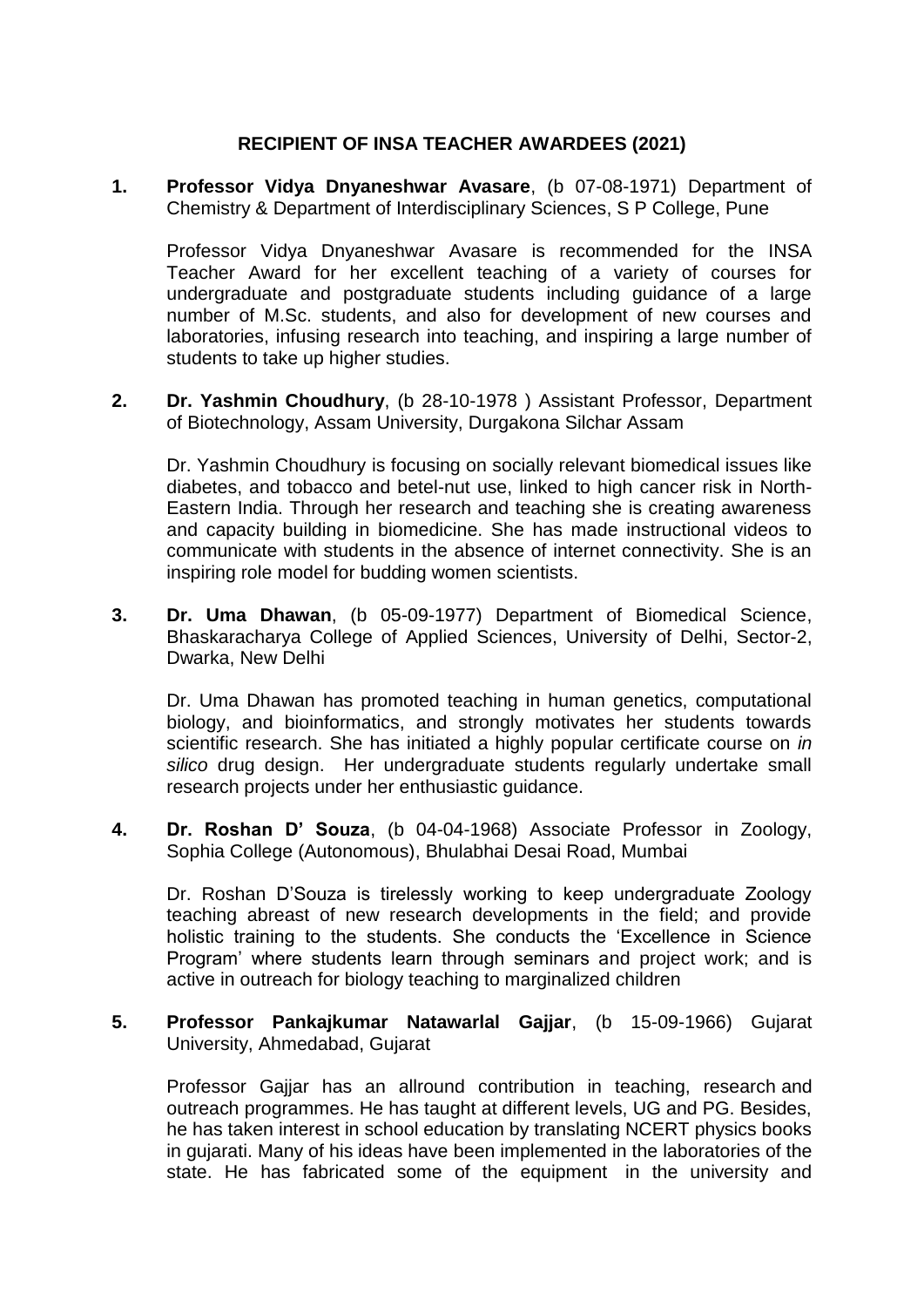## RECIPIENT OF INSA TEACHER AWARDEES (2021)

1. **Professor Vidya Dnyaneshwar Avasare**, (b 07-08-1971) Department of Chemistry & Department of Interdisciplinary Sciences, S P College, Pune

   Professor Vidya Dnyaneshwar Avasare is recommended for the INSA Teacher Award for her excellent teaching of a variety of courses for undergraduate and postgraduate students including guidance of a large number of M.Sc. students, and also for development of new courses and laboratories, infusing research into teaching, and inspiring a large number of students to take up higher studies.

2. **Dr. Yashmin Choudhury**, (b 28-10-1978 ) Assistant Professor, Department of Biotechnology, Assam University, Durgakona Silchar Assam

   Dr. Yashmin Choudhury is focusing on socially relevant biomedical issues like diabetes, and tobacco and betel-nut use, linked to high cancer risk in North-Eastern India. Through her research and teaching she is creating awareness and capacity building in biomedicine. She has made instructional videos to communicate with students in the absence of internet connectivity. She is an inspiring role model for budding women scientists.

3. **Dr. Uma Dhawan**, (b 05-09-1977) Department of Biomedical Science, Bhaskaracharya College of Applied Sciences, University of Delhi, Sector-2, Dwarka, New Delhi

   Dr. Uma Dhawan has promoted teaching in human genetics, computational biology, and bioinformatics, and strongly motivates her students towards scientific research. She has initiated a highly popular certificate course on *in silico* drug design. Her undergraduate students regularly undertake small research projects under her enthusiastic guidance.

4. **Dr. Roshan D' Souza**, (b 04-04-1968) Associate Professor in Zoology, Sophia College (Autonomous), Bhulabhai Desai Road, Mumbai

   Dr. Roshan D'Souza is tirelessly working to keep undergraduate Zoology teaching abreast of new research developments in the field; and provide holistic training to the students. She conducts the 'Excellence in Science Program' where students learn through seminars and project work; and is active in outreach for biology teaching to marginalized children

5. **Professor Pankajkumar Natawarlal Gajjar**, (b 15-09-1966) Gujarat University, Ahmedabad, Gujarat

   Professor Gajjar has an allround contribution in teaching, research and outreach programmes. He has taught at different levels, UG and PG. Besides, he has taken interest in school education by translating NCERT physics books in gujarati. Many of his ideas have been implemented in the laboratories of the state. He has fabricated some of the equipment in the university and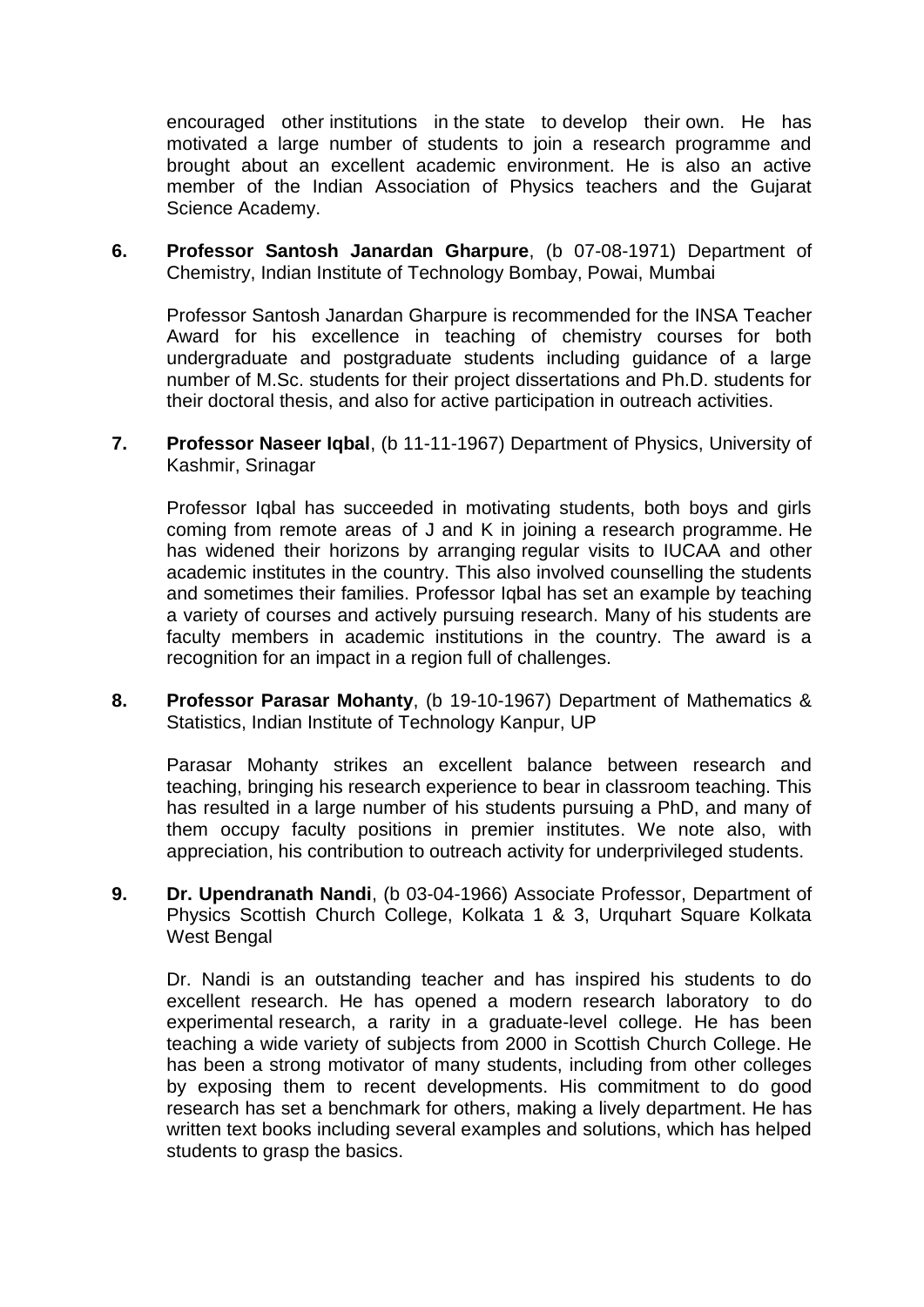encouraged other institutions in the state to develop their own. He has motivated a large number of students to join a research programme and brought about an excellent academic environment. He is also an active member of the Indian Association of Physics teachers and the Gujarat Science Academy.

**6. Professor Santosh Janardan Gharpure**, (b 07-08-1971) Department of Chemistry, Indian Institute of Technology Bombay, Powai, Mumbai

Professor Santosh Janardan Gharpure is recommended for the INSA Teacher Award for his excellence in teaching of chemistry courses for both undergraduate and postgraduate students including guidance of a large number of M.Sc. students for their project dissertations and Ph.D. students for their doctoral thesis, and also for active participation in outreach activities.

**7. Professor Naseer Iqbal**, (b 11-11-1967) Department of Physics, University of Kashmir, Srinagar

Professor Iqbal has succeeded in motivating students, both boys and girls coming from remote areas of J and K in joining a research programme. He has widened their horizons by arranging regular visits to IUCAA and other academic institutes in the country. This also involved counselling the students and sometimes their families. Professor Iqbal has set an example by teaching a variety of courses and actively pursuing research. Many of his students are faculty members in academic institutions in the country. The award is a recognition for an impact in a region full of challenges.

**8. Professor Parasar Mohanty**, (b 19-10-1967) Department of Mathematics & Statistics, Indian Institute of Technology Kanpur, UP

Parasar Mohanty strikes an excellent balance between research and teaching, bringing his research experience to bear in classroom teaching. This has resulted in a large number of his students pursuing a PhD, and many of them occupy faculty positions in premier institutes. We note also, with appreciation, his contribution to outreach activity for underprivileged students.

**9. Dr. Upendranath Nandi**, (b 03-04-1966) Associate Professor, Department of Physics Scottish Church College, Kolkata 1 & 3, Urquhart Square Kolkata West Bengal

Dr. Nandi is an outstanding teacher and has inspired his students to do excellent research. He has opened a modern research laboratory to do experimental research, a rarity in a graduate-level college. He has been teaching a wide variety of subjects from 2000 in Scottish Church College. He has been a strong motivator of many students, including from other colleges by exposing them to recent developments. His commitment to do good research has set a benchmark for others, making a lively department. He has written text books including several examples and solutions, which has helped students to grasp the basics.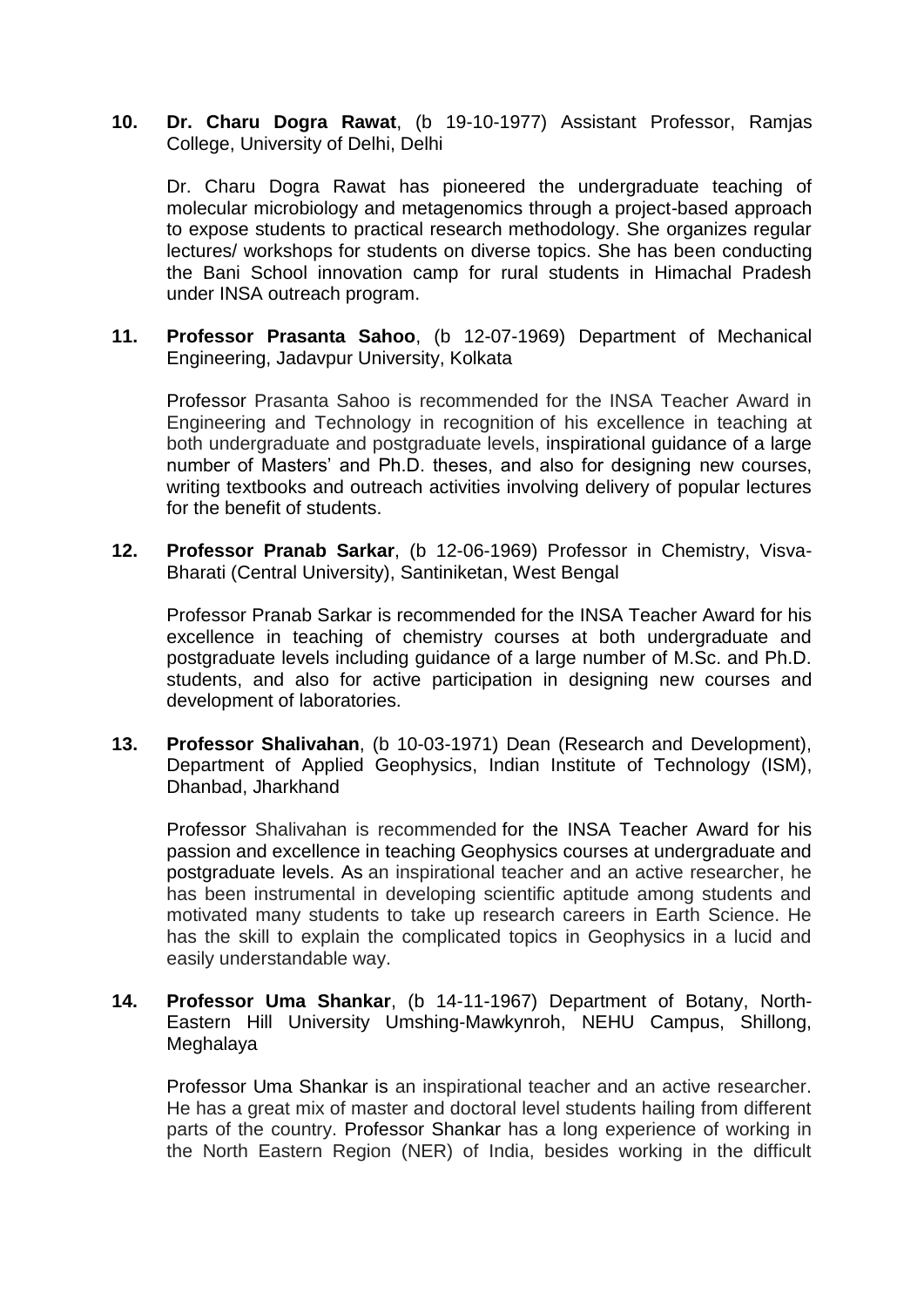**10. Dr. Charu Dogra Rawat**, (b 19-10-1977) Assistant Professor, Ramjas College, University of Delhi, Delhi

Dr. Charu Dogra Rawat has pioneered the undergraduate teaching of molecular microbiology and metagenomics through a project-based approach to expose students to practical research methodology. She organizes regular lectures/ workshops for students on diverse topics. She has been conducting the Bani School innovation camp for rural students in Himachal Pradesh under INSA outreach program.

**11. Professor Prasanta Sahoo**, (b 12-07-1969) Department of Mechanical Engineering, Jadavpur University, Kolkata

Professor Prasanta Sahoo is recommended for the INSA Teacher Award in Engineering and Technology in recognition of his excellence in teaching at both undergraduate and postgraduate levels, inspirational guidance of a large number of Masters' and Ph.D. theses, and also for designing new courses, writing textbooks and outreach activities involving delivery of popular lectures for the benefit of students.

**12. Professor Pranab Sarkar**, (b 12-06-1969) Professor in Chemistry, Visva-Bharati (Central University), Santiniketan, West Bengal

Professor Pranab Sarkar is recommended for the INSA Teacher Award for his excellence in teaching of chemistry courses at both undergraduate and postgraduate levels including guidance of a large number of M.Sc. and Ph.D. students, and also for active participation in designing new courses and development of laboratories.

**13. Professor Shalivahan**, (b 10-03-1971) Dean (Research and Development), Department of Applied Geophysics, Indian Institute of Technology (ISM), Dhanbad, Jharkhand

Professor Shalivahan is recommended for the INSA Teacher Award for his passion and excellence in teaching Geophysics courses at undergraduate and postgraduate levels. As an inspirational teacher and an active researcher, he has been instrumental in developing scientific aptitude among students and motivated many students to take up research careers in Earth Science. He has the skill to explain the complicated topics in Geophysics in a lucid and easily understandable way.

**14. Professor Uma Shankar**, (b 14-11-1967) Department of Botany, North-Eastern Hill University Umshing-Mawkynroh, NEHU Campus, Shillong, Meghalaya

Professor Uma Shankar is an inspirational teacher and an active researcher. He has a great mix of master and doctoral level students hailing from different parts of the country. Professor Shankar has a long experience of working in the North Eastern Region (NER) of India, besides working in the difficult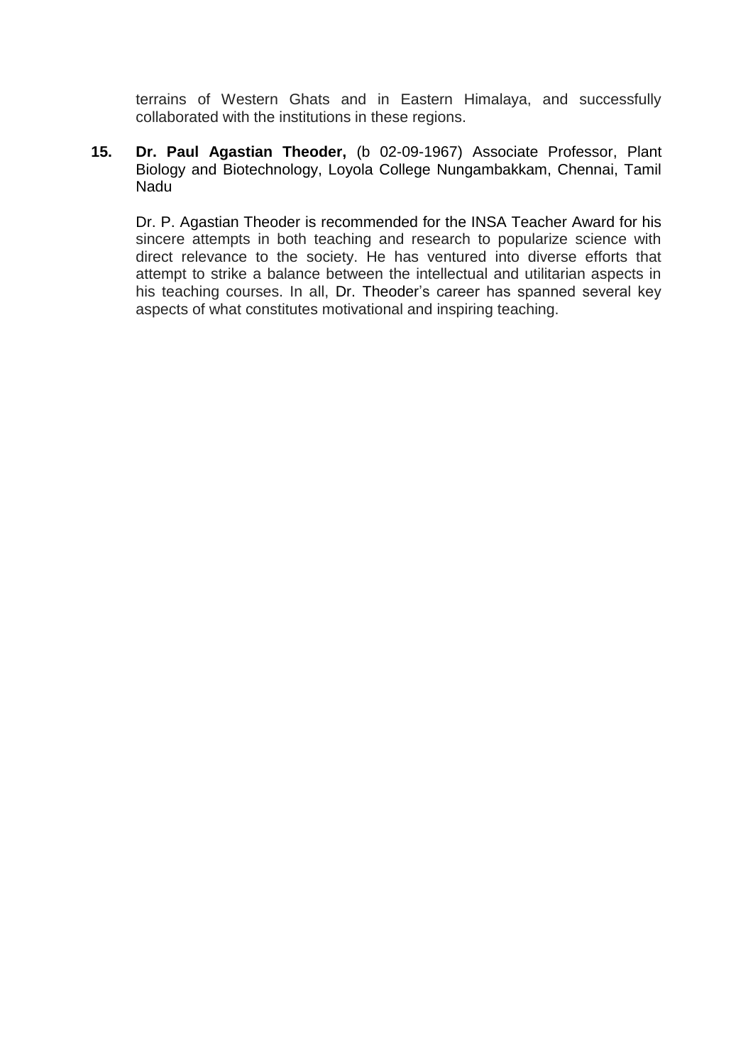terrains of Western Ghats and in Eastern Himalaya, and successfully collaborated with the institutions in these regions.

**15. Dr. Paul Agastian Theoder,** (b 02-09-1967) Associate Professor, Plant Biology and Biotechnology, Loyola College Nungambakkam, Chennai, Tamil Nadu

Dr. P. Agastian Theoder is recommended for the INSA Teacher Award for his sincere attempts in both teaching and research to popularize science with direct relevance to the society. He has ventured into diverse efforts that attempt to strike a balance between the intellectual and utilitarian aspects in his teaching courses. In all, Dr. Theoder's career has spanned several key aspects of what constitutes motivational and inspiring teaching.